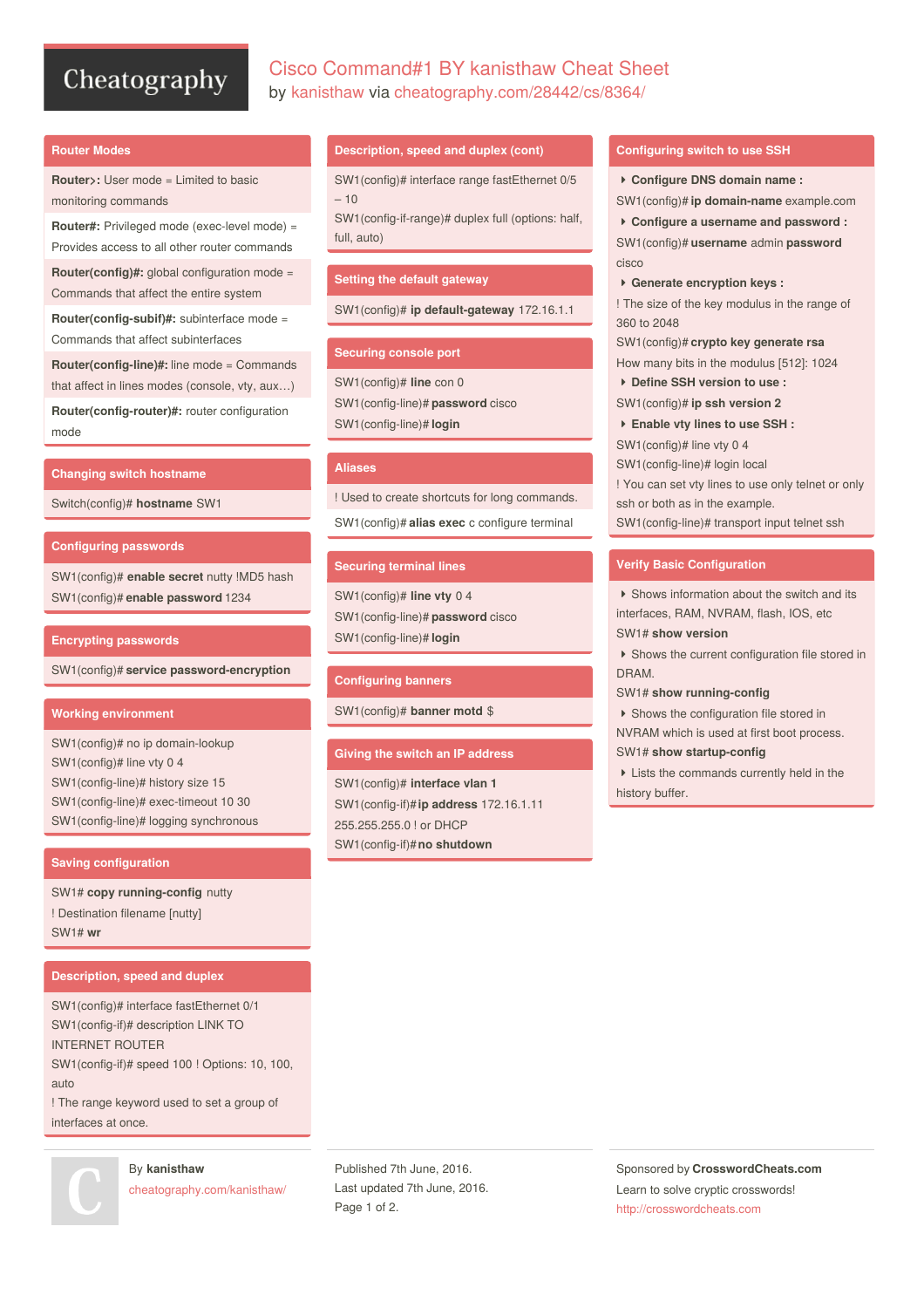# Cisco Command#1 BY kanisthaw Cheat Sheet

by kanisthaw via cheatography.com/28442/cs/8364/

## Router Modes

**Router>:** User mode = Limited to basic monitoring commands

**Router#:** Privileged mode (exec-level mode) = Provides access to all other router commands

**Router(config)#:** global configuration mode = Commands that affect the entire system

**Router(config-subif)#:** subinterface mode = Commands that affect subinterfaces

**Router(config-line)#:** line mode = Commands that affect in lines modes (console, vty, aux…)

**Router(config-router)#:** router configuration mode

## Changing switch hostname

Switch(config)# **hostname** SW1

## Configuring passwords

SW1(config)# **enable secret** nutty !MD5 hash

SW1(config)# **enable password** 1234

## Encrypting passwords

SW1(config)# **service password-encryption**

## Working environment

SW1(config)# no ip domain-lookup

SW1(config)# line vty 0 4

SW1(config-line)# history size 15

SW1(config-line)# exec-timeout 10 30

SW1(config-line)# logging synchronous

## Saving configuration

SW1# **copy running-config** nutty

! Destination filename [nutty]

SW1# **wr**

## Description, speed and duplex

SW1(config)# interface fastEthernet 0/1

SW1(config-if)# description LINK TO INTERNET ROUTER

SW1(config-if)# speed 100 ! Options: 10, 100, auto

! The range keyword used to set a group of interfaces at once.

## Description, speed and duplex (cont)

SW1(config)# interface range fastEthernet 0/5 – 10

SW1(config-if-range)# duplex full (options: half, full, auto)

## Setting the default gateway

SW1(config)# **ip default-gateway** 172.16.1.1

## Securing console port

SW1(config)# **line** con 0

SW1(config-line)# **password** cisco

SW1(config-line)# **login**

## Aliases

! Used to create shortcuts for long commands.

SW1(config)# **alias exec** c configure terminal

## Securing terminal lines

SW1(config)# **line vty** 0 4

SW1(config-line)# **password** cisco

SW1(config-line)# **login**

## Configuring banners

SW1(config)# **banner motd** $

## Giving the switch an IP address

SW1(config)# **interface vlan 1**

SW1(config-if)# **ip address** 172.16.1.11 255.255.255.0 ! or DHCP

SW1(config-if)# **no shutdown**

## Configuring switch to use SSH

- **Configure DNS domain name :**

SW1(config)# **ip domain-name** example.com

- **Configure a username and password :**

SW1(config)# **username** admin **password** cisco

- **Generate encryption keys :**

! The size of the key modulus in the range of 360 to 2048

SW1(config)# **crypto key generate rsa**

How many bits in the modulus [512]: 1024

- **Define SSH version to use :**

SW1(config)# **ip ssh version 2**

- **Enable vty lines to use SSH :**

SW1(config)# line vty 0 4

SW1(config-line)# login local

! You can set vty lines to use only telnet or only ssh or both as in the example.

SW1(config-line)# transport input telnet ssh

## Verify Basic Configuration

- Shows information about the switch and its interfaces, RAM, NVRAM, flash, IOS, etc

SW1# **show version**

- Shows the current configuration file stored in DRAM.

SW1# **show running-config**

- Shows the configuration file stored in NVRAM which is used at first boot process.

SW1# **show startup-config**

- Lists the commands currently held in the history buffer.

By **kanisthaw**
cheatography.com/kanisthaw/

Published 7th June, 2016.
Last updated 7th June, 2016.

Sponsored by **CrosswordCheats.com**
Learn to solve cryptic crosswords!
http://crosswordcheats.com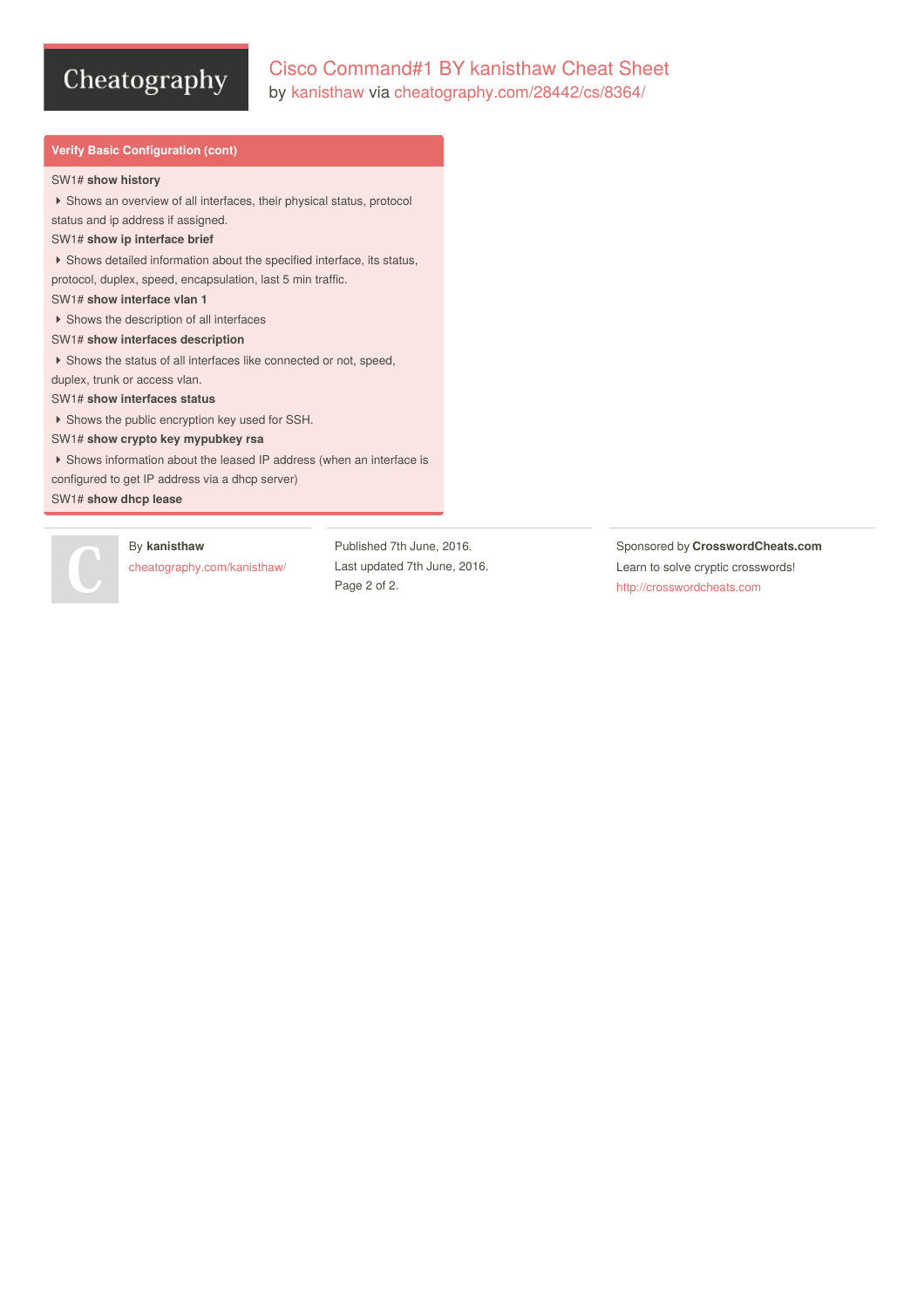## Verify Basic Configuration (cont)

SW1# **show history**

▸ Shows an overview of all interfaces, their physical status, protocol status and ip address if assigned.

SW1# **show ip interface brief**

▸ Shows detailed information about the specified interface, its status, protocol, duplex, speed, encapsulation, last 5 min traffic.

SW1# **show interface vlan 1**

▸ Shows the description of all interfaces

SW1# **show interfaces description**

▸ Shows the status of all interfaces like connected or not, speed, duplex, trunk or access vlan.

SW1# **show interfaces status**

▸ Shows the public encryption key used for SSH.

SW1# **show crypto key mypubkey rsa**

▸ Shows information about the leased IP address (when an interface is configured to get IP address via a dhcp server)

SW1# **show dhcp lease**

By **kanisthaw**
cheatography.com/kanisthaw/

Published 7th June, 2016.
Last updated 7th June, 2016.

Sponsored by **CrosswordCheats.com**
Learn to solve cryptic crosswords!
http://crosswordcheats.com